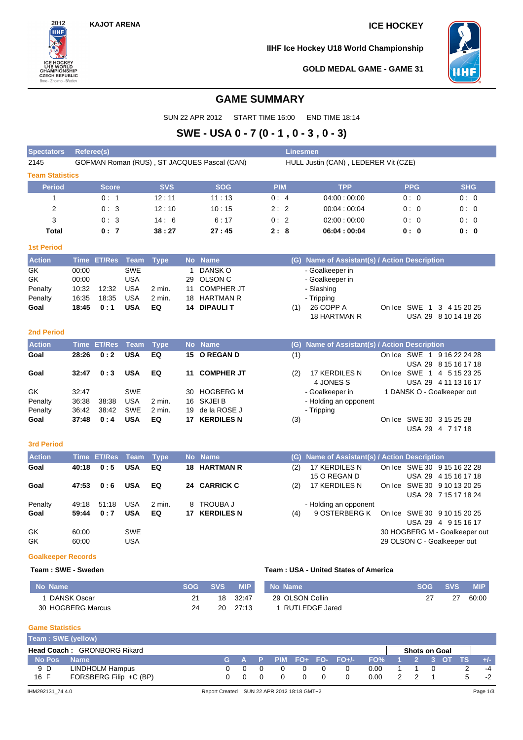KAJOT ARENA

ICE HOCKEY

IIHF Ice Hockey U18 World Championship

GOLD MEDAL GAME - GAME 31

# GAME SUMMARY

SUN 22 APR 2012 START TIME 16:00 END TIME 18:14

## SWE - USA 0 - 7 (0 - 1 , 0 - 3 , 0 - 3)

| Spectators | Referee(s) | Linesmen |
|---|---|---|
| 2145 | GOFMAN Roman (RUS) , ST JACQUES Pascal (CAN) | HULL Justin (CAN) , LEDERER Vit (CZE) |

### Team Statistics

| Period | Score | SVS | SOG | PIM | TPP | PPG | SHG |
|---|---|---|---|---|---|---|---|
| 1 | 0 : 1 | 12 : 11 | 11 : 13 | 0 : 4 | 04:00 : 00:00 | 0 : 0 | 0 : 0 |
| 2 | 0 : 3 | 12 : 10 | 10 : 15 | 2 : 2 | 00:04 : 00:04 | 0 : 0 | 0 : 0 |
| 3 | 0 : 3 | 14 : 6 | 6 : 17 | 0 : 2 | 02:00 : 00:00 | 0 : 0 | 0 : 0 |
| **Total** | **0 : 7** | **38 : 27** | **27 : 45** | **2 : 8** | **06:04 : 00:04** | **0 : 0** | **0 : 0** |

### 1st Period

| Action | Time | ET/Res | Team | Type | No | Name | (G) | Name of Assistant(s) / Action Description | |
|---|---|---|---|---|---|---|---|---|---|
| GK | 00:00 | | SWE | | 1 | DANSK O | | - Goalkeeper in | |
| GK | 00:00 | | USA | | 29 | OLSON C | | - Goalkeeper in | |
| Penalty | 10:32 | 12:32 | USA | 2 min. | 11 | COMPHER JT | | - Slashing | |
| Penalty | 16:35 | 18:35 | USA | 2 min. | 18 | HARTMAN R | | - Tripping | |
| **Goal** | **18:45** | **0 : 1** | **USA** | **EQ** | **14** | **DIPAULI T** | (1) | 26 COPP A<br>18 HARTMAN R | On Ice SWE 1 3 4 15 20 25<br>USA 29 8 10 14 18 26 |

### 2nd Period

| Action | Time | ET/Res | Team | Type | No | Name | (G) | Name of Assistant(s) / Action Description | |
|---|---|---|---|---|---|---|---|---|---|
| **Goal** | **28:26** | **0 : 2** | **USA** | **EQ** | **15** | **O REGAN D** | (1) | | On Ice SWE 1 9 16 22 24 28<br>USA 29 8 15 16 17 18 |
| **Goal** | **32:47** | **0 : 3** | **USA** | **EQ** | **11** | **COMPHER JT** | (2) | 17 KERDILES N<br>4 JONES S | On Ice SWE 1 4 5 15 23 25<br>USA 29 4 11 13 16 17 |
| GK | 32:47 | | SWE | | 30 | HOGBERG M | | - Goalkeeper in | 1 DANSK O - Goalkeeper out |
| Penalty | 36:38 | 38:38 | USA | 2 min. | 16 | SKJEI B | | - Holding an opponent | |
| Penalty | 36:42 | 38:42 | SWE | 2 min. | 19 | de la ROSE J | | - Tripping | |
| **Goal** | **37:48** | **0 : 4** | **USA** | **EQ** | **17** | **KERDILES N** | (3) | | On Ice SWE 30 3 15 25 28<br>USA 29 4 7 17 18 |

### 3rd Period

| Action | Time | ET/Res | Team | Type | No | Name | (G) | Name of Assistant(s) / Action Description | |
|---|---|---|---|---|---|---|---|---|---|
| **Goal** | **40:18** | **0 : 5** | **USA** | **EQ** | **18** | **HARTMAN R** | (2) | 17 KERDILES N<br>15 O REGAN D | On Ice SWE 30 9 15 16 22 28<br>USA 29 4 15 16 17 18 |
| **Goal** | **47:53** | **0 : 6** | **USA** | **EQ** | **24** | **CARRICK C** | (2) | 17 KERDILES N | On Ice SWE 30 9 10 13 20 25<br>USA 29 7 15 17 18 24 |
| Penalty | 49:18 | 51:18 | USA | 2 min. | 8 | TROUBA J | | - Holding an opponent | |
| **Goal** | **59:44** | **0 : 7** | **USA** | **EQ** | **17** | **KERDILES N** | (4) | 9 OSTERBERG K | On Ice SWE 30 9 10 15 20 25<br>USA 29 4 9 15 16 17 |
| GK | 60:00 | | SWE | | | | | | 30 HOGBERG M - Goalkeeper out |
| GK | 60:00 | | USA | | | | | | 29 OLSON C - Goalkeeper out |

### Goalkeeper Records

**Team : SWE - Sweden**

| No | Name | SOG | SVS | MIP |
|---|---|---|---|---|
| 1 | DANSK Oscar | 21 | 18 | 32:47 |
| 30 | HOGBERG Marcus | 24 | 20 | 27:13 |

**Team : USA - United States of America**

| No | Name | SOG | SVS | MIP |
|---|---|---|---|---|
| 29 | OLSON Collin | 27 | 27 | 60:00 |
| 1 | RUTLEDGE Jared | | | |

### Game Statistics

**Team : SWE (yellow)**

**Head Coach :** GRONBORG Rikard

| No | Pos | Name | G | A | P | PIM | FO+ | FO- | FO+/- | FO% | 1 | 2 | 3 | OT | TS | +/- |
|---|---|---|---|---|---|---|---|---|---|---|---|---|---|---|---|---|
| | | | | | | | | | | | Shots on Goal | | | | | |
| 9 | D | LINDHOLM Hampus | 0 | 0 | 0 | 0 | 0 | 0 | 0 | 0.00 | 1 | 1 | 0 | | 2 | -4 |
| 16 | F | FORSBERG Filip +C (BP) | 0 | 0 | 0 | 0 | 0 | 0 | 0 | 0.00 | 2 | 2 | 1 | | 5 | -2 |

IHM292131_74 4.0 Report Created SUN 22 APR 2012 18:18 GMT+2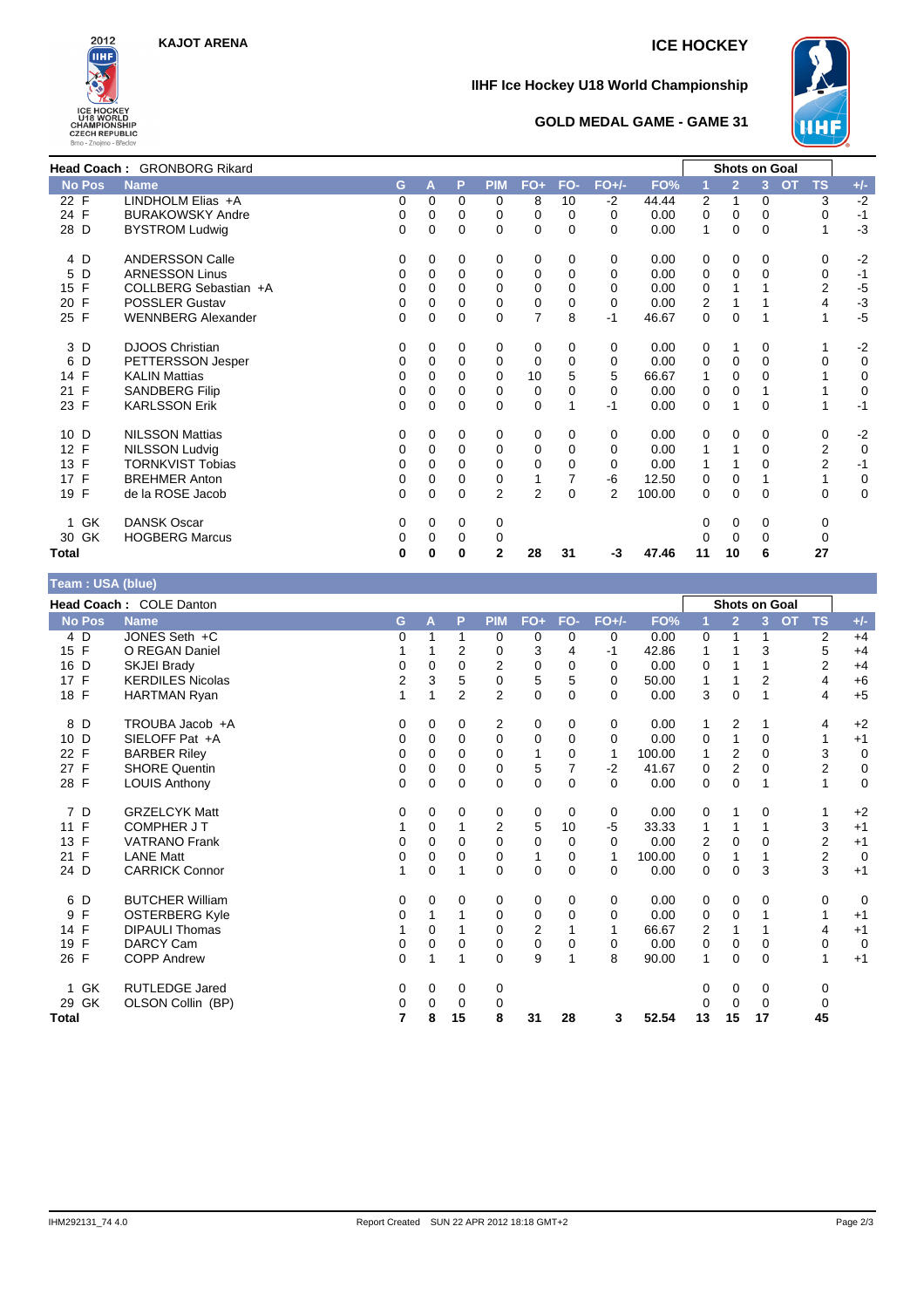KAJOT ARENA

# ICE HOCKEY

## IIHF Ice Hockey U18 World Championship

### GOLD MEDAL GAME - GAME 31

**Head Coach :** GRONBORG Rikard

| No | Pos | Name | G | A | P | PIM | FO+ | FO- | FO+/- | FO% | 1 | 2 | 3 | OT | TS | +/- |
|---|---|---|---|---|---|---|---|---|---|---|---|---|---|---|---|---|
| 22 | F | LINDHOLM Elias +A | 0 | 0 | 0 | 0 | 8 | 10 | -2 | 44.44 | 2 | 1 | 0 | | 3 | -2 |
| 24 | F | BURAKOWSKY Andre | 0 | 0 | 0 | 0 | 0 | 0 | 0 | 0.00 | 0 | 0 | 0 | | 0 | -1 |
| 28 | D | BYSTROM Ludwig | 0 | 0 | 0 | 0 | 0 | 0 | 0 | 0.00 | 1 | 0 | 0 | | 1 | -3 |
| 4 | D | ANDERSSON Calle | 0 | 0 | 0 | 0 | 0 | 0 | 0 | 0.00 | 0 | 0 | 0 | | 0 | -2 |
| 5 | D | ARNESSON Linus | 0 | 0 | 0 | 0 | 0 | 0 | 0 | 0.00 | 0 | 0 | 0 | | 0 | -1 |
| 15 | F | COLLBERG Sebastian +A | 0 | 0 | 0 | 0 | 0 | 0 | 0 | 0.00 | 0 | 1 | 1 | | 2 | -5 |
| 20 | F | POSSLER Gustav | 0 | 0 | 0 | 0 | 0 | 0 | 0 | 0.00 | 2 | 1 | 1 | | 4 | -3 |
| 25 | F | WENNBERG Alexander | 0 | 0 | 0 | 0 | 7 | 8 | -1 | 46.67 | 0 | 0 | 1 | | 1 | -5 |
| 3 | D | DJOOS Christian | 0 | 0 | 0 | 0 | 0 | 0 | 0 | 0.00 | 0 | 1 | 0 | | 1 | -2 |
| 6 | D | PETTERSSON Jesper | 0 | 0 | 0 | 0 | 0 | 0 | 0 | 0.00 | 0 | 0 | 0 | | 0 | 0 |
| 14 | F | KALIN Mattias | 0 | 0 | 0 | 0 | 10 | 5 | 5 | 66.67 | 1 | 0 | 0 | | 1 | 0 |
| 21 | F | SANDBERG Filip | 0 | 0 | 0 | 0 | 0 | 0 | 0 | 0.00 | 0 | 0 | 1 | | 1 | 0 |
| 23 | F | KARLSSON Erik | 0 | 0 | 0 | 0 | 0 | 1 | -1 | 0.00 | 0 | 1 | 0 | | 1 | -1 |
| 10 | D | NILSSON Mattias | 0 | 0 | 0 | 0 | 0 | 0 | 0 | 0.00 | 0 | 0 | 0 | | 0 | -2 |
| 12 | F | NILSSON Ludvig | 0 | 0 | 0 | 0 | 0 | 0 | 0 | 0.00 | 1 | 1 | 0 | | 2 | 0 |
| 13 | F | TORNKVIST Tobias | 0 | 0 | 0 | 0 | 0 | 0 | 0 | 0.00 | 1 | 1 | 0 | | 2 | -1 |
| 17 | F | BREHMER Anton | 0 | 0 | 0 | 0 | 1 | 7 | -6 | 12.50 | 0 | 0 | 1 | | 1 | 0 |
| 19 | F | de la ROSE Jacob | 0 | 0 | 0 | 2 | 2 | 0 | 2 | 100.00 | 0 | 0 | 0 | | 0 | 0 |
| 1 | GK | DANSK Oscar | 0 | 0 | 0 | 0 | | | | | 0 | 0 | 0 | | 0 | |
| 30 | GK | HOGBERG Marcus | 0 | 0 | 0 | 0 | | | | | 0 | 0 | 0 | | 0 | |
| **Total** | | | **0** | **0** | **0** | **2** | **28** | **31** | **-3** | **47.46** | **11** | **10** | **6** | | **27** | |

## Team : USA (blue)

**Head Coach :** COLE Danton

| No | Pos | Name | G | A | P | PIM | FO+ | FO- | FO+/- | FO% | 1 | 2 | 3 | OT | TS | +/- |
|---|---|---|---|---|---|---|---|---|---|---|---|---|---|---|---|---|
| 4 | D | JONES Seth +C | 0 | 1 | 1 | 0 | 0 | 0 | 0 | 0.00 | 0 | 1 | 1 | | 2 | +4 |
| 15 | F | O REGAN Daniel | 1 | 1 | 2 | 0 | 3 | 4 | -1 | 42.86 | 1 | 1 | 3 | | 5 | +4 |
| 16 | D | SKJEI Brady | 0 | 0 | 0 | 2 | 0 | 0 | 0 | 0.00 | 0 | 1 | 1 | | 2 | +4 |
| 17 | F | KERDILES Nicolas | 2 | 3 | 5 | 0 | 5 | 5 | 0 | 50.00 | 1 | 1 | 2 | | 4 | +6 |
| 18 | F | HARTMAN Ryan | 1 | 1 | 2 | 2 | 0 | 0 | 0 | 0.00 | 3 | 0 | 1 | | 4 | +5 |
| 8 | D | TROUBA Jacob +A | 0 | 0 | 0 | 2 | 0 | 0 | 0 | 0.00 | 1 | 2 | 1 | | 4 | +2 |
| 10 | D | SIELOFF Pat +A | 0 | 0 | 0 | 0 | 0 | 0 | 0 | 0.00 | 0 | 1 | 0 | | 1 | +1 |
| 22 | F | BARBER Riley | 0 | 0 | 0 | 0 | 1 | 0 | 1 | 100.00 | 1 | 2 | 0 | | 3 | 0 |
| 27 | F | SHORE Quentin | 0 | 0 | 0 | 0 | 5 | 7 | -2 | 41.67 | 0 | 2 | 0 | | 2 | 0 |
| 28 | F | LOUIS Anthony | 0 | 0 | 0 | 0 | 0 | 0 | 0 | 0.00 | 0 | 0 | 1 | | 1 | 0 |
| 7 | D | GRZELCYK Matt | 0 | 0 | 0 | 0 | 0 | 0 | 0 | 0.00 | 0 | 1 | 0 | | 1 | +2 |
| 11 | F | COMPHER J T | 1 | 0 | 1 | 2 | 5 | 10 | -5 | 33.33 | 1 | 1 | 1 | | 3 | +1 |
| 13 | F | VATRANO Frank | 0 | 0 | 0 | 0 | 0 | 0 | 0 | 0.00 | 2 | 0 | 0 | | 2 | +1 |
| 21 | F | LANE Matt | 0 | 0 | 0 | 0 | 1 | 0 | 1 | 100.00 | 0 | 1 | 1 | | 2 | 0 |
| 24 | D | CARRICK Connor | 1 | 0 | 1 | 0 | 0 | 0 | 0 | 0.00 | 0 | 0 | 3 | | 3 | +1 |
| 6 | D | BUTCHER William | 0 | 0 | 0 | 0 | 0 | 0 | 0 | 0.00 | 0 | 0 | 0 | | 0 | 0 |
| 9 | F | OSTERBERG Kyle | 0 | 1 | 1 | 0 | 0 | 0 | 0 | 0.00 | 0 | 0 | 1 | | 1 | +1 |
| 14 | F | DIPAULI Thomas | 1 | 0 | 1 | 0 | 2 | 1 | 1 | 66.67 | 2 | 1 | 1 | | 4 | +1 |
| 19 | F | DARCY Cam | 0 | 0 | 0 | 0 | 0 | 0 | 0 | 0.00 | 0 | 0 | 0 | | 0 | 0 |
| 26 | F | COPP Andrew | 0 | 1 | 1 | 0 | 9 | 1 | 8 | 90.00 | 1 | 0 | 0 | | 1 | +1 |
| 1 | GK | RUTLEDGE Jared | 0 | 0 | 0 | 0 | | | | | 0 | 0 | 0 | | 0 | |
| 29 | GK | OLSON Collin (BP) | 0 | 0 | 0 | 0 | | | | | 0 | 0 | 0 | | 0 | |
| **Total** | | | **7** | **8** | **15** | **8** | **31** | **28** | **3** | **52.54** | **13** | **15** | **17** | | **45** | |

IHM292131_74 4.0 Report Created SUN 22 APR 2012 18:18 GMT+2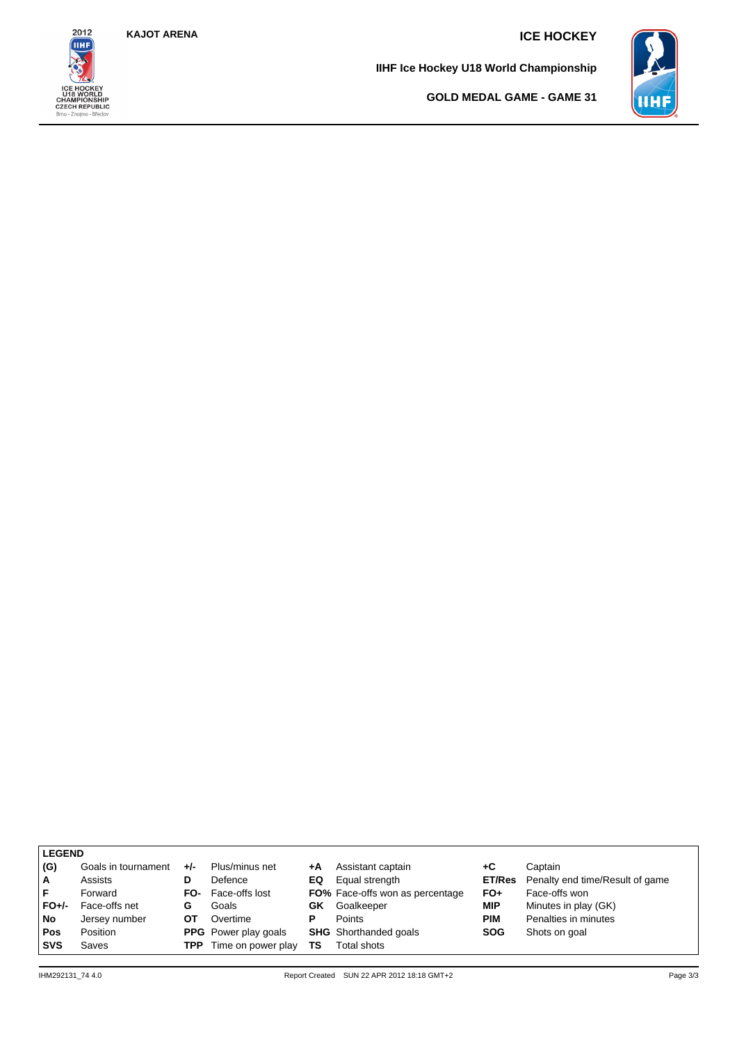KAJOT ARENA

ICE HOCKEY

IIHF Ice Hockey U18 World Championship

GOLD MEDAL GAME - GAME 31

**LEGEND**

| | | | | | | | | | |
|---|---|---|---|---|---|---|---|---|---|
| **(G)** | Goals in tournament | **+/-** | Plus/minus net | **+A** | Assistant captain | **+C** | Captain | | |
| **A** | Assists | **D** | Defence | **EQ** | Equal strength | **ET/Res** | Penalty end time/Result of game | | |
| **F** | Forward | **FO-** | Face-offs lost | **FO%** | Face-offs won as percentage | **FO+** | Face-offs won | | |
| **FO+/-** | Face-offs net | **G** | Goals | **GK** | Goalkeeper | **MIP** | Minutes in play (GK) | | |
| **No** | Jersey number | **OT** | Overtime | **P** | Points | **PIM** | Penalties in minutes | | |
| **Pos** | Position | **PPG** | Power play goals | **SHG** | Shorthanded goals | **SOG** | Shots on goal | | |
| **SVS** | Saves | **TPP** | Time on power play | **TS** | Total shots | | | | |

IHM292131_74 4.0    Report Created SUN 22 APR 2012 18:18 GMT+2